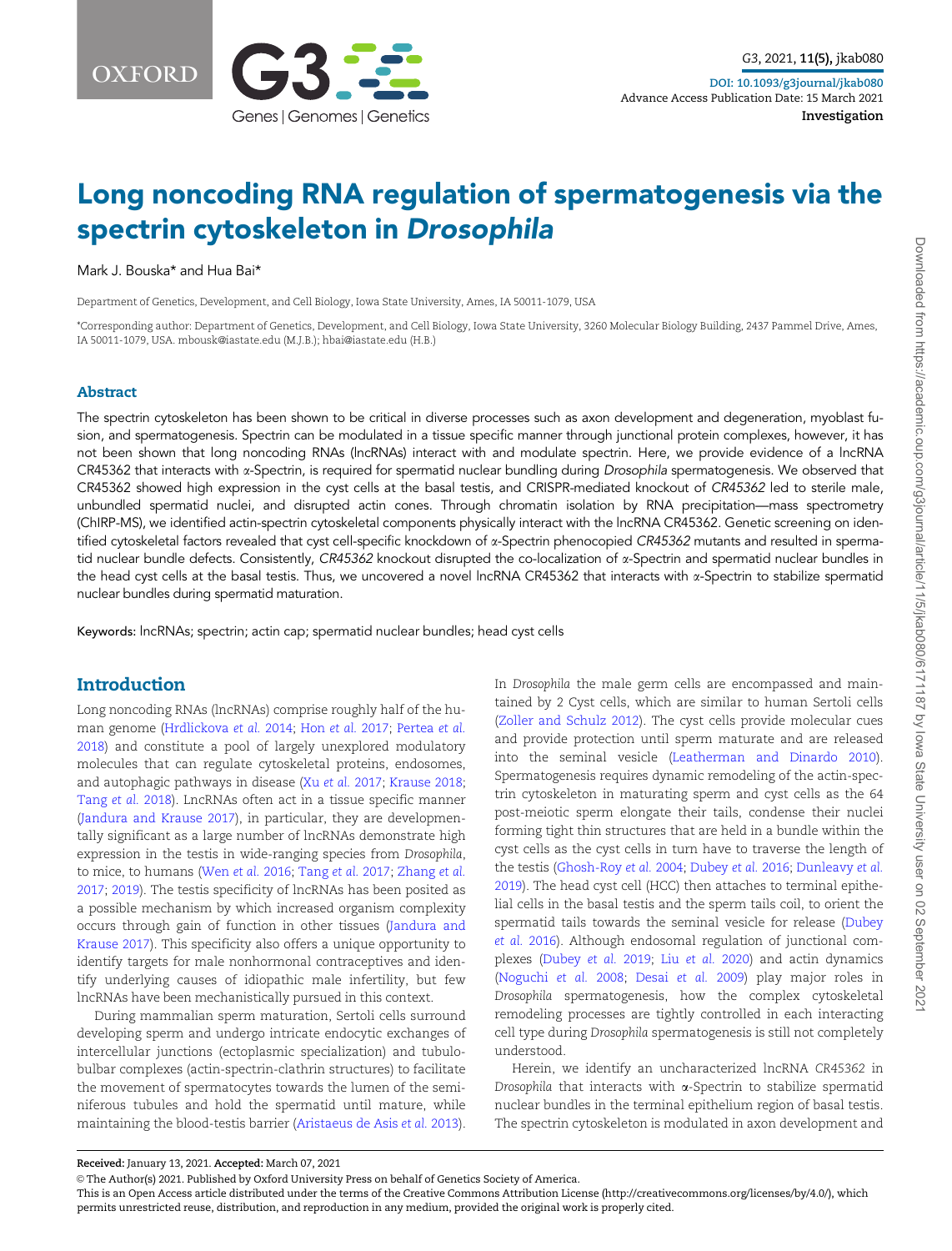# Long noncoding RNA regulation of spermatogenesis via the spectrin cytoskeleton in *Drosophila*

Mark J. Bouska* and Hua Bai*

Department of Genetics, Development, and Cell Biology, Iowa State University, Ames, IA 50011-1079, USA

*Corresponding author: Department of Genetics, Development, and Cell Biology, Iowa State University, 3260 Molecular Biology Building, 2437 Pammel Drive, Ames, IA 50011-1079, USA. mbousk@iastate.edu (M.J.B.); hbai@iastate.edu (H.B.)

## Abstract

The spectrin cytoskeleton has been shown to be critical in diverse processes such as axon development and degeneration, myoblast fusion, and spermatogenesis. Spectrin can be modulated in a tissue specific manner through junctional protein complexes, however, it has not been shown that long noncoding RNAs (lncRNAs) interact with and modulate spectrin. Here, we provide evidence of a lncRNA CR45362 that interacts with α-Spectrin, is required for spermatid nuclear bundling during *Drosophila* spermatogenesis. We observed that CR45362 showed high expression in the cyst cells at the basal testis, and CRISPR-mediated knockout of *CR45362* led to sterile male, unbundled spermatid nuclei, and disrupted actin cones. Through chromatin isolation by RNA precipitation—mass spectrometry (ChIRP-MS), we identified actin-spectrin cytoskeletal components physically interact with the lncRNA CR45362. Genetic screening on identified cytoskeletal factors revealed that cyst cell-specific knockdown of α-Spectrin phenocopied *CR45362* mutants and resulted in spermatid nuclear bundle defects. Consistently, *CR45362* knockout disrupted the co-localization of α-Spectrin and spermatid nuclear bundles in the head cyst cells at the basal testis. Thus, we uncovered a novel lncRNA CR45362 that interacts with α-Spectrin to stabilize spermatid nuclear bundles during spermatid maturation.

**Keywords:** lncRNAs; spectrin; actin cap; spermatid nuclear bundles; head cyst cells

## Introduction

Long noncoding RNAs (lncRNAs) comprise roughly half of the human genome (Hrdlickova *et al.* 2014; Hon *et al.* 2017; Pertea *et al.* 2018) and constitute a pool of largely unexplored modulatory molecules that can regulate cytoskeletal proteins, endosomes, and autophagic pathways in disease (Xu *et al.* 2017; Krause 2018; Tang *et al.* 2018). LncRNAs often act in a tissue specific manner (Jandura and Krause 2017), in particular, they are developmentally significant as a large number of lncRNAs demonstrate high expression in the testis in wide-ranging species from *Drosophila*, to mice, to humans (Wen *et al.* 2016; Tang *et al.* 2017; Zhang *et al.* 2017; 2019). The testis specificity of lncRNAs has been posited as a possible mechanism by which increased organism complexity occurs through gain of function in other tissues (Jandura and Krause 2017). This specificity also offers a unique opportunity to identify targets for male nonhormonal contraceptives and identify underlying causes of idiopathic male infertility, but few lncRNAs have been mechanistically pursued in this context.

During mammalian sperm maturation, Sertoli cells surround developing sperm and undergo intricate endocytic exchanges of intercellular junctions (ectoplasmic specialization) and tubulobulbar complexes (actin-spectrin-clathrin structures) to facilitate the movement of spermatocytes towards the lumen of the seminiferous tubules and hold the spermatid until mature, while maintaining the blood-testis barrier (Aristaeus de Asis *et al.* 2013). In *Drosophila* the male germ cells are encompassed and maintained by 2 Cyst cells, which are similar to human Sertoli cells (Zoller and Schulz 2012). The cyst cells provide molecular cues and provide protection until sperm maturate and are released into the seminal vesicle (Leatherman and Dinardo 2010). Spermatogenesis requires dynamic remodeling of the actin-spectrin cytoskeleton in maturating sperm and cyst cells as the 64 post-meiotic sperm elongate their tails, condense their nuclei forming tight thin structures that are held in a bundle within the cyst cells as the cyst cells in turn have to traverse the length of the testis (Ghosh-Roy *et al.* 2004; Dubey *et al.* 2016; Dunleavy *et al.* 2019). The head cyst cell (HCC) then attaches to terminal epithelial cells in the basal testis and the sperm tails coil, to orient the spermatid tails towards the seminal vesicle for release (Dubey *et al.* 2016). Although endosomal regulation of junctional complexes (Dubey *et al.* 2019; Liu *et al.* 2020) and actin dynamics (Noguchi *et al.* 2008; Desai *et al.* 2009) play major roles in *Drosophila* spermatogenesis, how the complex cytoskeletal remodeling processes are tightly controlled in each interacting cell type during *Drosophila* spermatogenesis is still not completely understood.

Herein, we identify an uncharacterized lncRNA *CR45362* in *Drosophila* that interacts with α-Spectrin to stabilize spermatid nuclear bundles in the terminal epithelium region of basal testis. The spectrin cytoskeleton is modulated in axon development and

**Received:** January 13, 2021. **Accepted:** March 07, 2021

© The Author(s) 2021. Published by Oxford University Press on behalf of Genetics Society of America.

This is an Open Access article distributed under the terms of the Creative Commons Attribution License (http://creativecommons.org/licenses/by/4.0/), which permits unrestricted reuse, distribution, and reproduction in any medium, provided the original work is properly cited.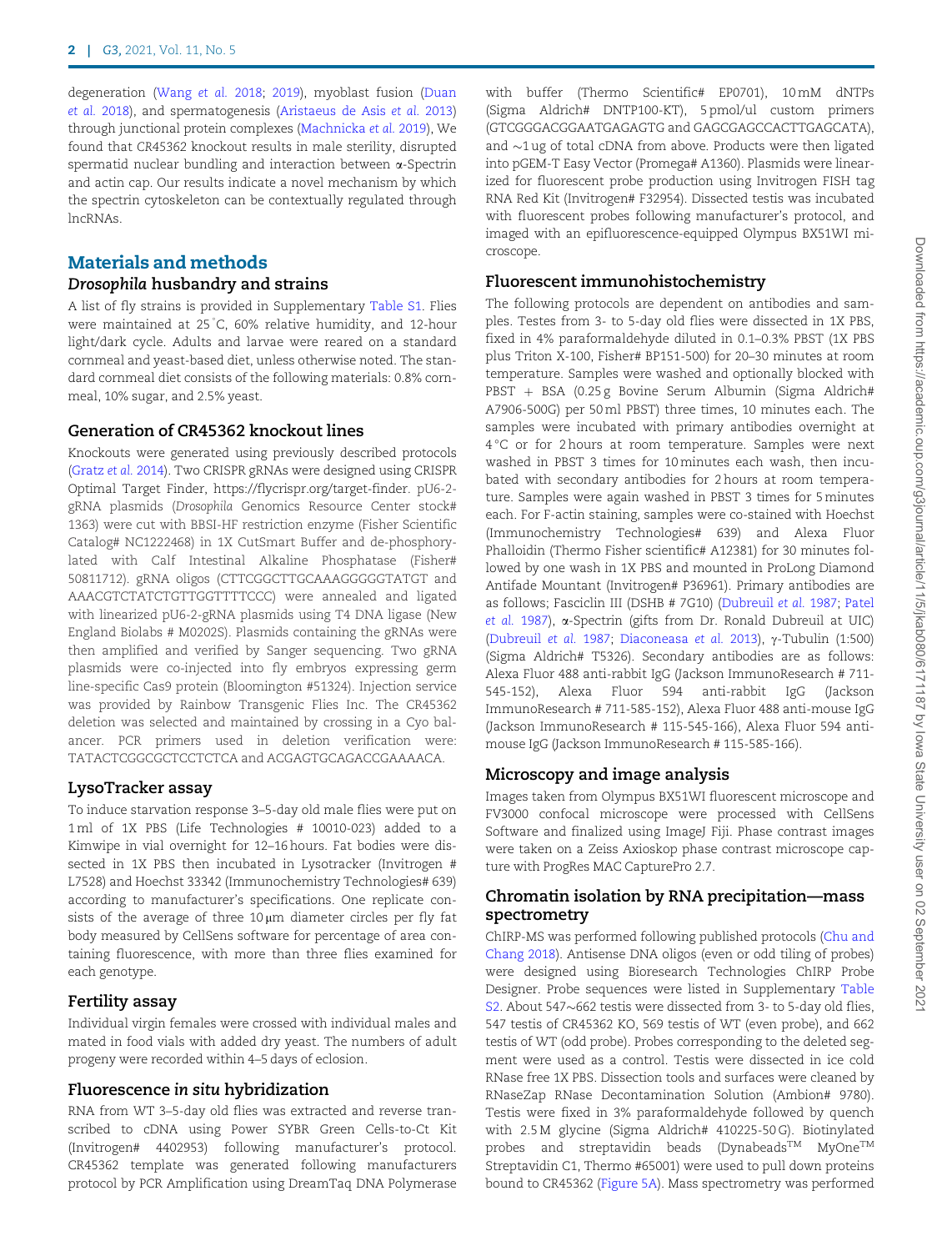degeneration (Wang *et al.* 2018; 2019), myoblast fusion (Duan *et al.* 2018), and spermatogenesis (Aristaeus de Asis *et al.* 2013) through junctional protein complexes (Machnicka *et al.* 2019), We found that *CR45362* knockout results in male sterility, disrupted spermatid nuclear bundling and interaction between α-Spectrin and actin cap. Our results indicate a novel mechanism by which the spectrin cytoskeleton can be contextually regulated through lncRNAs.

## Materials and methods

### *Drosophila* husbandry and strains

A list of fly strains is provided in Supplementary Table S1. Flies were maintained at 25°C, 60% relative humidity, and 12-hour light/dark cycle. Adults and larvae were reared on a standard cornmeal and yeast-based diet, unless otherwise noted. The standard cornmeal diet consists of the following materials: 0.8% cornmeal, 10% sugar, and 2.5% yeast.

### Generation of CR45362 knockout lines

Knockouts were generated using previously described protocols (Gratz *et al.* 2014). Two CRISPR gRNAs were designed using CRISPR Optimal Target Finder, https://flycrispr.org/target-finder. pU6-2-gRNA plasmids (*Drosophila* Genomics Resource Center stock# 1363) were cut with BBSI-HF restriction enzyme (Fisher Scientific Catalog# NC1222468) in 1X CutSmart Buffer and de-phosphorylated with Calf Intestinal Alkaline Phosphatase (Fisher# 50811712). gRNA oligos (CTTCGGCTTGCAAAGGGGGTATGT and AAACGTCTATCTGTTGGTTTTCCC) were annealed and ligated with linearized pU6-2-gRNA plasmids using T4 DNA ligase (New England Biolabs # M0202S). Plasmids containing the gRNAs were then amplified and verified by Sanger sequencing. Two gRNA plasmids were co-injected into fly embryos expressing germ line-specific Cas9 protein (Bloomington #51324). Injection service was provided by Rainbow Transgenic Flies Inc. The CR45362 deletion was selected and maintained by crossing in a Cyo balancer. PCR primers used in deletion verification were: TATACTCGGCGCTCCTCTCA and ACGAGTGCAGACCGAAAACA.

### LysoTracker assay

To induce starvation response 3–5-day old male flies were put on 1 ml of 1X PBS (Life Technologies # 10010-023) added to a Kimwipe in vial overnight for 12–16 hours. Fat bodies were dissected in 1X PBS then incubated in Lysotracker (Invitrogen # L7528) and Hoechst 33342 (Immunochemistry Technologies# 639) according to manufacturer's specifications. One replicate consists of the average of three 10 μm diameter circles per fly fat body measured by CellSens software for percentage of area containing fluorescence, with more than three flies examined for each genotype.

### Fertility assay

Individual virgin females were crossed with individual males and mated in food vials with added dry yeast. The numbers of adult progeny were recorded within 4–5 days of eclosion.

### Fluorescence *in situ* hybridization

RNA from WT 3–5-day old flies was extracted and reverse transcribed to cDNA using Power SYBR Green Cells-to-Ct Kit (Invitrogen# 4402953) following manufacturer's protocol. CR45362 template was generated following manufacturers protocol by PCR Amplification using DreamTaq DNA Polymerase with buffer (Thermo Scientific# EP0701), 10 mM dNTPs (Sigma Aldrich# DNTP100-KT), 5 pmol/ul custom primers (GTCGGGACGGAATGAGAGTG and GAGCGAGCCACTTGAGCATA), and ~1 ug of total cDNA from above. Products were then ligated into pGEM-T Easy Vector (Promega# A1360). Plasmids were linearized for fluorescent probe production using Invitrogen FISH tag RNA Red Kit (Invitrogen# F32954). Dissected testis was incubated with fluorescent probes following manufacturer's protocol, and imaged with an epifluorescence-equipped Olympus BX51WI microscope.

### Fluorescent immunohistochemistry

The following protocols are dependent on antibodies and samples. Testes from 3- to 5-day old flies were dissected in 1X PBS, fixed in 4% paraformaldehyde diluted in 0.1–0.3% PBST (1X PBS plus Triton X-100, Fisher# BP151-500) for 20–30 minutes at room temperature. Samples were washed and optionally blocked with PBST + BSA (0.25 g Bovine Serum Albumin (Sigma Aldrich# A7906-500G) per 50 ml PBST) three times, 10 minutes each. The samples were incubated with primary antibodies overnight at 4°C or for 2 hours at room temperature. Samples were next washed in PBST 3 times for 10 minutes each wash, then incubated with secondary antibodies for 2 hours at room temperature. Samples were again washed in PBST 3 times for 5 minutes each. For F-actin staining, samples were co-stained with Hoechst (Immunochemistry Technologies# 639) and Alexa Fluor Phalloidin (Thermo Fisher scientific# A12381) for 30 minutes followed by one wash in 1X PBS and mounted in ProLong Diamond Antifade Mountant (Invitrogen# P36961). Primary antibodies are as follows; Fasciclin III (DSHB # 7G10) (Dubreuil *et al.* 1987; Patel *et al.* 1987), α-Spectrin (gifts from Dr. Ronald Dubreuil at UIC) (Dubreuil *et al.* 1987; Diaconeasa *et al.* 2013), γ-Tubulin (1:500) (Sigma Aldrich# T5326). Secondary antibodies are as follows: Alexa Fluor 488 anti-rabbit IgG (Jackson ImmunoResearch # 711-545-152), Alexa Fluor 594 anti-rabbit IgG (Jackson ImmunoResearch # 711-585-152), Alexa Fluor 488 anti-mouse IgG (Jackson ImmunoResearch # 115-545-166), Alexa Fluor 594 anti-mouse IgG (Jackson ImmunoResearch # 115-585-166).

### Microscopy and image analysis

Images taken from Olympus BX51WI fluorescent microscope and FV3000 confocal microscope were processed with CellSens Software and finalized using ImageJ Fiji. Phase contrast images were taken on a Zeiss Axioskop phase contrast microscope capture with ProgRes MAC CapturePro 2.7.

### Chromatin isolation by RNA precipitation—mass spectrometry

ChIRP-MS was performed following published protocols (Chu and Chang 2018). Antisense DNA oligos (even or odd tiling of probes) were designed using Bioresearch Technologies ChIRP Probe Designer. Probe sequences were listed in Supplementary Table S2. About 547~662 testis were dissected from 3- to 5-day old flies, 547 testis of CR45362 KO, 569 testis of WT (even probe), and 662 testis of WT (odd probe). Probes corresponding to the deleted segment were used as a control. Testis were dissected in ice cold RNase free 1X PBS. Dissection tools and surfaces were cleaned by RNaseZap RNase Decontamination Solution (Ambion# 9780). Testis were fixed in 3% paraformaldehyde followed by quench with 2.5 M glycine (Sigma Aldrich# 410225-50 G). Biotinylated probes and streptavidin beads (Dynabeads™ MyOne™ Streptavidin C1, Thermo #65001) were used to pull down proteins bound to CR45362 (Figure 5A). Mass spectrometry was performed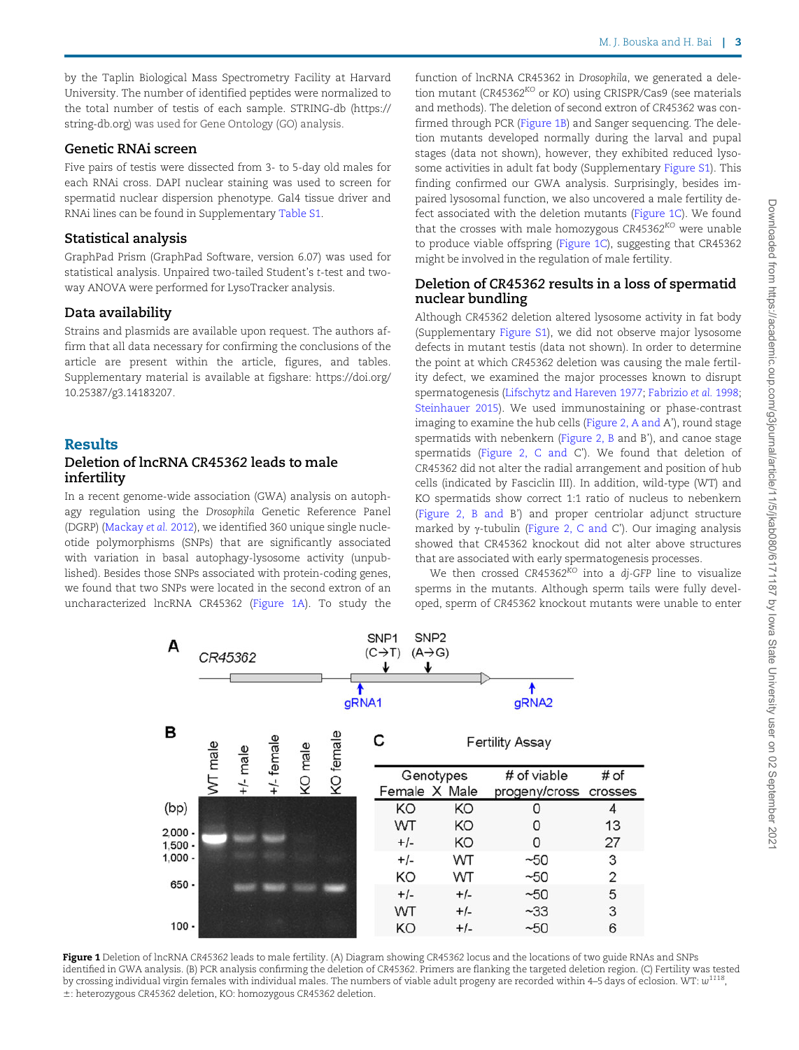by the Taplin Biological Mass Spectrometry Facility at Harvard University. The number of identified peptides were normalized to the total number of testis of each sample. STRING-db (https://string-db.org) was used for Gene Ontology (GO) analysis.

### Genetic RNAi screen

Five pairs of testis were dissected from 3- to 5-day old males for each RNAi cross. DAPI nuclear staining was used to screen for spermatid nuclear dispersion phenotype. Gal4 tissue driver and RNAi lines can be found in Supplementary Table S1.

### Statistical analysis

GraphPad Prism (GraphPad Software, version 6.07) was used for statistical analysis. Unpaired two-tailed Student's *t*-test and two-way ANOVA were performed for LysoTracker analysis.

### Data availability

Strains and plasmids are available upon request. The authors affirm that all data necessary for confirming the conclusions of the article are present within the article, figures, and tables. Supplementary material is available at figshare: https://doi.org/10.25387/g3.14183207.

## Results

### Deletion of lncRNA *CR45362* leads to male infertility

In a recent genome-wide association (GWA) analysis on autophagy regulation using the *Drosophila* Genetic Reference Panel (DGRP) (Mackay *et al.* 2012), we identified 360 unique single nucleotide polymorphisms (SNPs) that are significantly associated with variation in basal autophagy-lysosome activity (unpublished). Besides those SNPs associated with protein-coding genes, we found that two SNPs were located in the second extron of an uncharacterized lncRNA CR45362 (Figure 1A). To study the function of lncRNA CR45362 in *Drosophila*, we generated a deletion mutant ($CR45362^{KO}$ or *KO*) using CRISPR/Cas9 (see materials and methods). The deletion of second extron of *CR45362* was confirmed through PCR (Figure 1B) and Sanger sequencing. The deletion mutants developed normally during the larval and pupal stages (data not shown), however, they exhibited reduced lysosome activities in adult fat body (Supplementary Figure S1). This finding confirmed our GWA analysis. Surprisingly, besides impaired lysosomal function, we also uncovered a male fertility defect associated with the deletion mutants (Figure 1C). We found that the crosses with male homozygous $CR45362^{KO}$ were unable to produce viable offspring (Figure 1C), suggesting that CR45362 might be involved in the regulation of male fertility.

### Deletion of *CR45362* results in a loss of spermatid nuclear bundling

Although *CR45362* deletion altered lysosome activity in fat body (Supplementary Figure S1), we did not observe major lysosome defects in mutant testis (data not shown). In order to determine the point at which *CR45362* deletion was causing the male fertility defect, we examined the major processes known to disrupt spermatogenesis (Lifschytz and Hareven 1977; Fabrizio *et al.* 1998; Steinhauer 2015). We used immunostaining or phase-contrast imaging to examine the hub cells (Figure 2, A and A'), round stage spermatids with nebenkern (Figure 2, B and B'), and canoe stage spermatids (Figure 2, C and C'). We found that deletion of *CR45362* did not alter the radial arrangement and position of hub cells (indicated by Fasciclin III). In addition, wild-type (WT) and KO spermatids show correct 1:1 ratio of nucleus to nebenkern (Figure 2, B and B') and proper centriolar adjunct structure marked by γ-tubulin (Figure 2, C and C'). Our imaging analysis showed that CR45362 knockout did not alter above structures that are associated with early spermatogenesis processes.

We then crossed $CR45362^{KO}$ into a *dj-GFP* line to visualize sperms in the mutants. Although sperm tails were fully developed, sperm of *CR45362* knockout mutants were unable to enter

C Fertility Assay

| Genotypes Female | X Male | # of viable progeny/cross | # of crosses |
|---|---|---|---|
| KO | KO | 0 | 4 |
| WT | KO | 0 | 13 |
| +/- | KO | 0 | 27 |
| +/- | WT | ~50 | 3 |
| KO | WT | ~50 | 2 |
| +/- | +/- | ~50 | 5 |
| WT | +/- | ~33 | 3 |
| KO | +/- | ~50 | 6 |

**Figure 1** Deletion of lncRNA *CR45362* leads to male fertility. (A) Diagram showing *CR45362* locus and the locations of two guide RNAs and SNPs identified in GWA analysis. (B) PCR analysis confirming the deletion of *CR45362*. Primers are flanking the targeted deletion region. (C) Fertility was tested by crossing individual virgin females with individual males. The numbers of viable adult progeny are recorded within 4–5 days of eclosion. WT: $w^{1118}$, ±: heterozygous *CR45362* deletion, KO: homozygous *CR45362* deletion.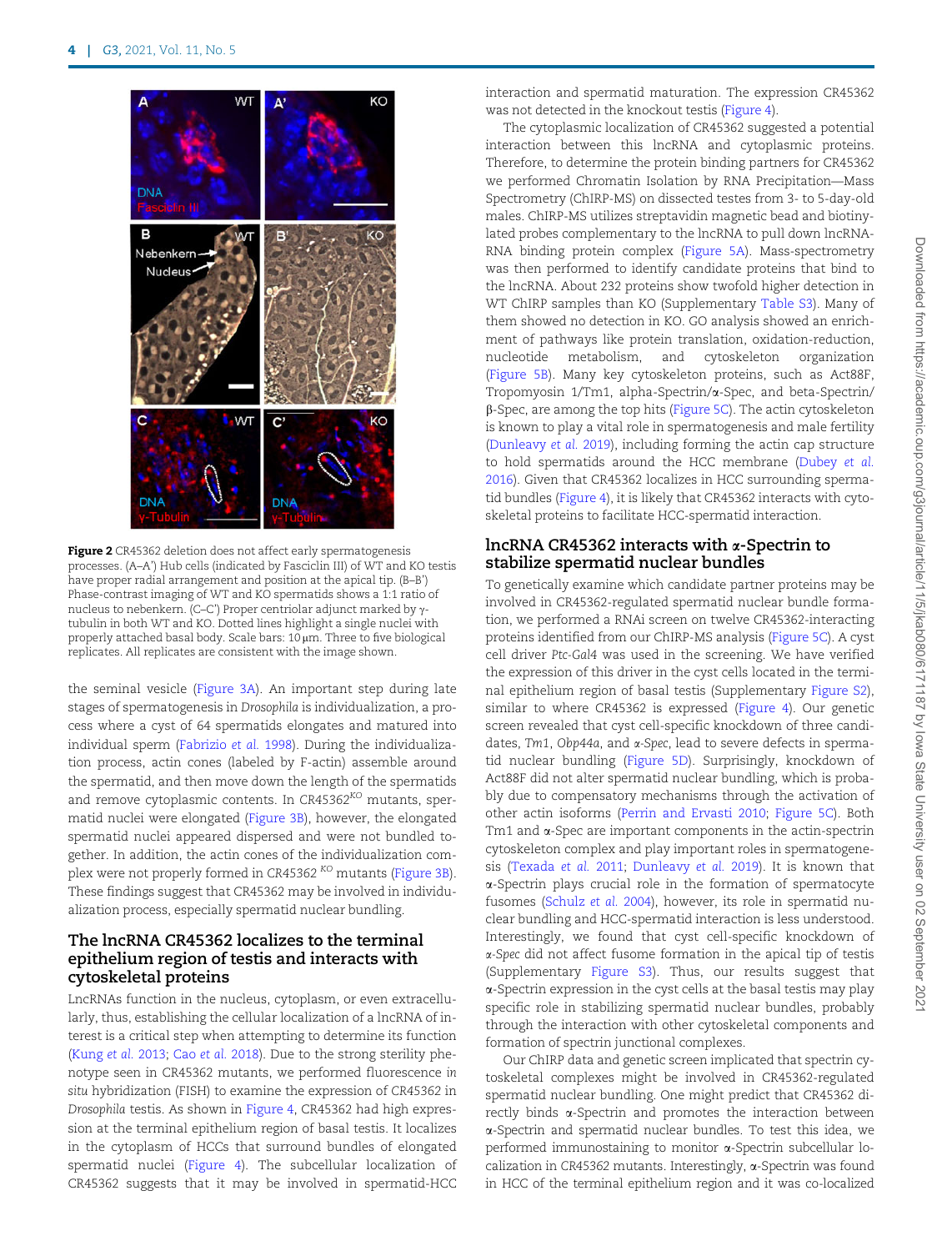Figure 2 CR45362 deletion does not affect early spermatogenesis processes. (A–A′) Hub cells (indicated by Fasciclin III) of WT and KO testis have proper radial arrangement and position at the apical tip. (B–B′) Phase-contrast imaging of WT and KO spermatids shows a 1:1 ratio of nucleus to nebenkern. (C–C′) Proper centriolar adjunct marked by γ-tubulin in both WT and KO. Dotted lines highlight a single nuclei with properly attached basal body. Scale bars: 10 μm. Three to five biological replicates. All replicates are consistent with the image shown.

the seminal vesicle (Figure 3A). An important step during late stages of spermatogenesis in *Drosophila* is individualization, a process where a cyst of 64 spermatids elongates and matured into individual sperm (Fabrizio *et al.* 1998). During the individualization process, actin cones (labeled by F-actin) assemble around the spermatid, and then move down the length of the spermatids and remove cytoplasmic contents. In *CR45362*$^{KO}$ mutants, spermatid nuclei were elongated (Figure 3B), however, the elongated spermatid nuclei appeared dispersed and were not bundled together. In addition, the actin cones of the individualization complex were not properly formed in *CR45362* $^{KO}$ mutants (Figure 3B). These findings suggest that CR45362 may be involved in individualization process, especially spermatid nuclear bundling.

## The lncRNA CR45362 localizes to the terminal epithelium region of testis and interacts with cytoskeletal proteins

LncRNAs function in the nucleus, cytoplasm, or even extracellularly, thus, establishing the cellular localization of a lncRNA of interest is a critical step when attempting to determine its function (Kung *et al.* 2013; Cao *et al.* 2018). Due to the strong sterility phenotype seen in CR45362 mutants, we performed fluorescence *in situ* hybridization (FISH) to examine the expression of *CR45362* in *Drosophila* testis. As shown in Figure 4, CR45362 had high expression at the terminal epithelium region of basal testis. It localizes in the cytoplasm of HCCs that surround bundles of elongated spermatid nuclei (Figure 4). The subcellular localization of CR45362 suggests that it may be involved in spermatid-HCC interaction and spermatid maturation. The expression CR45362 was not detected in the knockout testis (Figure 4).

The cytoplasmic localization of CR45362 suggested a potential interaction between this lncRNA and cytoplasmic proteins. Therefore, to determine the protein binding partners for CR45362 we performed Chromatin Isolation by RNA Precipitation—Mass Spectrometry (ChIRP-MS) on dissected testes from 3- to 5-day-old males. ChIRP-MS utilizes streptavidin magnetic bead and biotinylated probes complementary to the lncRNA to pull down lncRNA-RNA binding protein complex (Figure 5A). Mass-spectrometry was then performed to identify candidate proteins that bind to the lncRNA. About 232 proteins show twofold higher detection in WT ChIRP samples than KO (Supplementary Table S3). Many of them showed no detection in KO. GO analysis showed an enrichment of pathways like protein translation, oxidation-reduction, nucleotide metabolism, and cytoskeleton organization (Figure 5B). Many key cytoskeleton proteins, such as Act88F, Tropomyosin 1/Tm1, alpha-Spectrin/α-Spec, and beta-Spectrin/β-Spec, are among the top hits (Figure 5C). The actin cytoskeleton is known to play a vital role in spermatogenesis and male fertility (Dunleavy *et al.* 2019), including forming the actin cap structure to hold spermatids around the HCC membrane (Dubey *et al.* 2016). Given that CR45362 localizes in HCC surrounding spermatid bundles (Figure 4), it is likely that CR45362 interacts with cytoskeletal proteins to facilitate HCC-spermatid interaction.

## lncRNA CR45362 interacts with α-Spectrin to stabilize spermatid nuclear bundles

To genetically examine which candidate partner proteins may be involved in CR45362-regulated spermatid nuclear bundle formation, we performed a RNAi screen on twelve CR45362-interacting proteins identified from our ChIRP-MS analysis (Figure 5C). A cyst cell driver *Ptc-Gal4* was used in the screening. We have verified the expression of this driver in the cyst cells located in the terminal epithelium region of basal testis (Supplementary Figure S2), similar to where CR45362 is expressed (Figure 4). Our genetic screen revealed that cyst cell-specific knockdown of three candidates, *Tm1*, *Obp44a*, and *α-Spec*, lead to severe defects in spermatid nuclear bundling (Figure 5D). Surprisingly, knockdown of Act88F did not alter spermatid nuclear bundling, which is probably due to compensatory mechanisms through the activation of other actin isoforms (Perrin and Ervasti 2010; Figure 5C). Both Tm1 and α-Spec are important components in the actin-spectrin cytoskeleton complex and play important roles in spermatogenesis (Texada *et al.* 2011; Dunleavy *et al.* 2019). It is known that α-Spectrin plays crucial role in the formation of spermatocyte fusomes (Schulz *et al.* 2004), however, its role in spermatid nuclear bundling and HCC-spermatid interaction is less understood. Interestingly, we found that cyst cell-specific knockdown of *α-Spec* did not affect fusome formation in the apical tip of testis (Supplementary Figure S3). Thus, our results suggest that α-Spectrin expression in the cyst cells at the basal testis may play specific role in stabilizing spermatid nuclear bundles, probably through the interaction with other cytoskeletal components and formation of spectrin junctional complexes.

Our ChIRP data and genetic screen implicated that spectrin cytoskeletal complexes might be involved in CR45362-regulated spermatid nuclear bundling. One might predict that CR45362 directly binds α-Spectrin and promotes the interaction between α-Spectrin and spermatid nuclear bundles. To test this idea, we performed immunostaining to monitor α-Spectrin subcellular localization in *CR45362* mutants. Interestingly, α-Spectrin was found in HCC of the terminal epithelium region and it was co-localized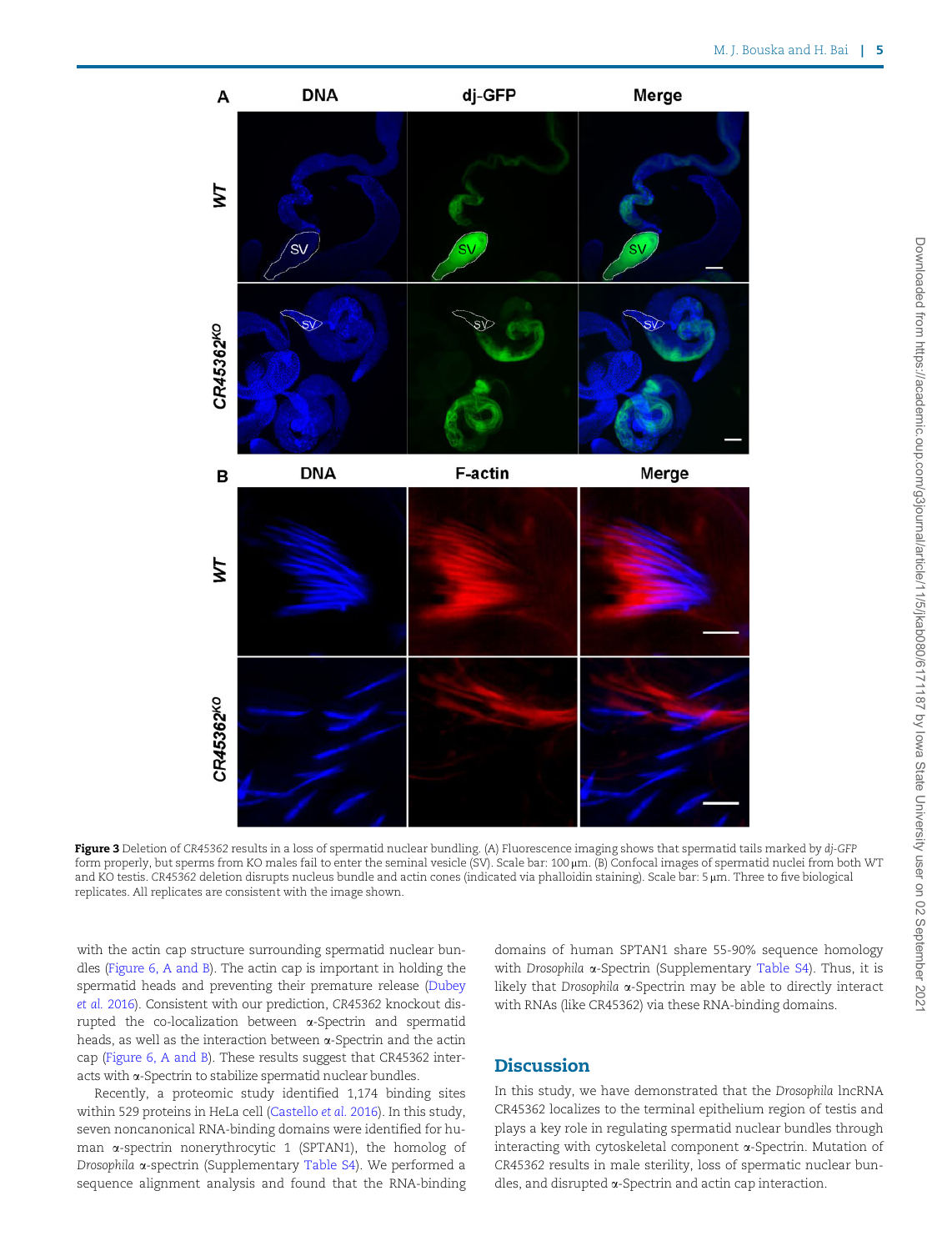**Figure 3** Deletion of *CR45362* results in a loss of spermatid nuclear bundling. (A) Fluorescence imaging shows that spermatid tails marked by *dj-GFP* form properly, but sperms from KO males fail to enter the seminal vesicle (SV). Scale bar: 100 μm. (B) Confocal images of spermatid nuclei from both WT and KO testis. *CR45362* deletion disrupts nucleus bundle and actin cones (indicated via phalloidin staining). Scale bar: 5 μm. Three to five biological replicates. All replicates are consistent with the image shown.

with the actin cap structure surrounding spermatid nuclear bundles (Figure 6, A and B). The actin cap is important in holding the spermatid heads and preventing their premature release (Dubey *et al.* 2016). Consistent with our prediction, *CR45362* knockout disrupted the co-localization between α-Spectrin and spermatid heads, as well as the interaction between α-Spectrin and the actin cap (Figure 6, A and B). These results suggest that CR45362 interacts with α-Spectrin to stabilize spermatid nuclear bundles.

Recently, a proteomic study identified 1,174 binding sites within 529 proteins in HeLa cell (Castello *et al.* 2016). In this study, seven noncanonical RNA-binding domains were identified for human α-spectrin nonerythrocytic 1 (SPTAN1), the homolog of *Drosophila* α-spectrin (Supplementary Table S4). We performed a sequence alignment analysis and found that the RNA-binding domains of human SPTAN1 share 55-90% sequence homology with *Drosophila* α-Spectrin (Supplementary Table S4). Thus, it is likely that *Drosophila* α-Spectrin may be able to directly interact with RNAs (like CR45362) via these RNA-binding domains.

## Discussion

In this study, we have demonstrated that the *Drosophila* lncRNA CR45362 localizes to the terminal epithelium region of testis and plays a key role in regulating spermatid nuclear bundles through interacting with cytoskeletal component α-Spectrin. Mutation of *CR45362* results in male sterility, loss of spermatic nuclear bundles, and disrupted α-Spectrin and actin cap interaction.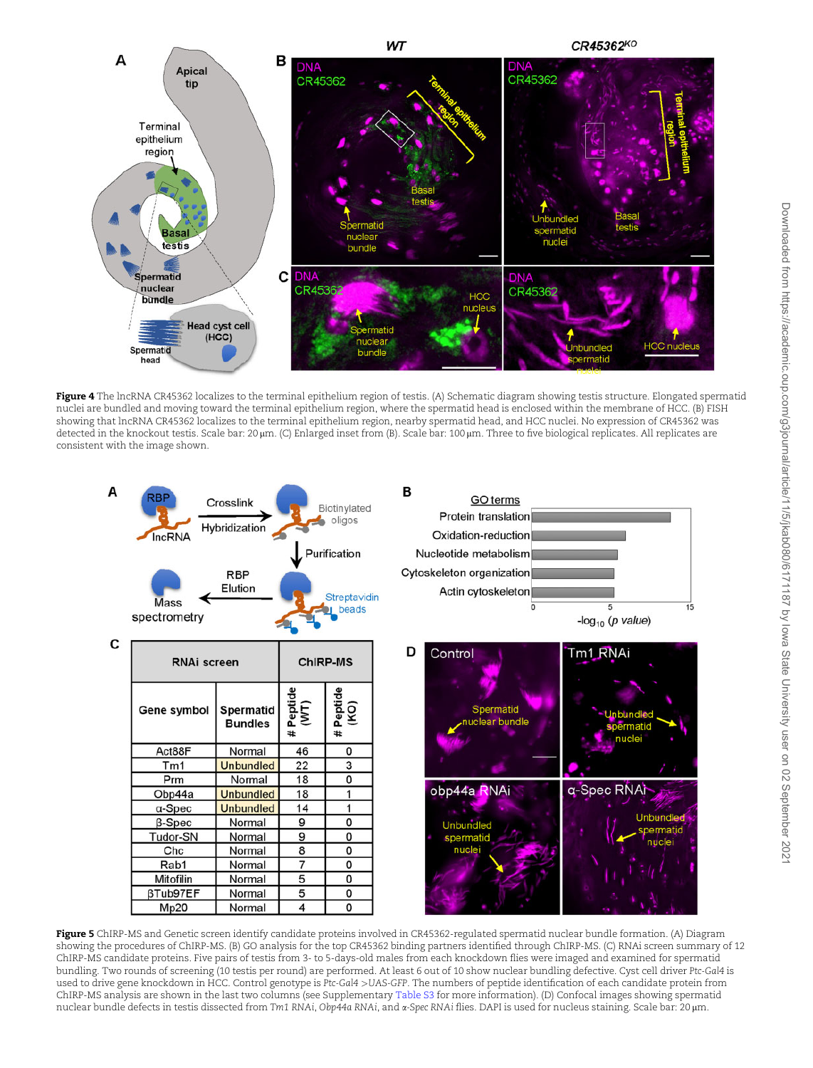**Figure 4** The lncRNA CR45362 localizes to the terminal epithelium region of testis. (A) Schematic diagram showing testis structure. Elongated spermatid nuclei are bundled and moving toward the terminal epithelium region, where the spermatid head is enclosed within the membrane of HCC. (B) FISH showing that lncRNA CR45362 localizes to the terminal epithelium region, nearby spermatid head, and HCC nuclei. No expression of CR45362 was detected in the knockout testis. Scale bar: 20 μm. (C) Enlarged inset from (B). Scale bar: 100 μm. Three to five biological replicates. All replicates are consistent with the image shown.

| RNAi screen | | ChIRP-MS | |
|---|---|---|---|
| Gene symbol | Spermatid Bundles | # Peptide (WT) | # Peptide (KO) |
| Act88F | Normal | 46 | 0 |
| Tm1 | Unbundled | 22 | 3 |
| Prm | Normal | 18 | 0 |
| Obp44a | Unbundled | 18 | 1 |
| α-Spec | Unbundled | 14 | 1 |
| β-Spec | Normal | 9 | 0 |
| Tudor-SN | Normal | 9 | 0 |
| Chc | Normal | 8 | 0 |
| Rab1 | Normal | 7 | 0 |
| Mitofilin | Normal | 5 | 0 |
| βTub97EF | Normal | 5 | 0 |
| Mp20 | Normal | 4 | 0 |

**Figure 5** ChIRP-MS and Genetic screen identify candidate proteins involved in CR45362-regulated spermatid nuclear bundle formation. (A) Diagram showing the procedures of ChIRP-MS. (B) GO analysis for the top CR45362 binding partners identified through ChIRP-MS. (C) RNAi screen summary of 12 ChIRP-MS candidate proteins. Five pairs of testis from 3- to 5-days-old males from each knockdown flies were imaged and examined for spermatid bundling. Two rounds of screening (10 testis per round) are performed. At least 6 out of 10 show nuclear bundling defective. Cyst cell driver *Ptc-Gal4* is used to drive gene knockdown in HCC. Control genotype is *Ptc-Gal4 >UAS-GFP*. The numbers of peptide identification of each candidate protein from ChIRP-MS analysis are shown in the last two columns (see Supplementary Table S3 for more information). (D) Confocal images showing spermatid nuclear bundle defects in testis dissected from *Tm1 RNAi*, *Obp44a RNAi*, and *α-Spec RNAi* flies. DAPI is used for nucleus staining. Scale bar: 20 μm.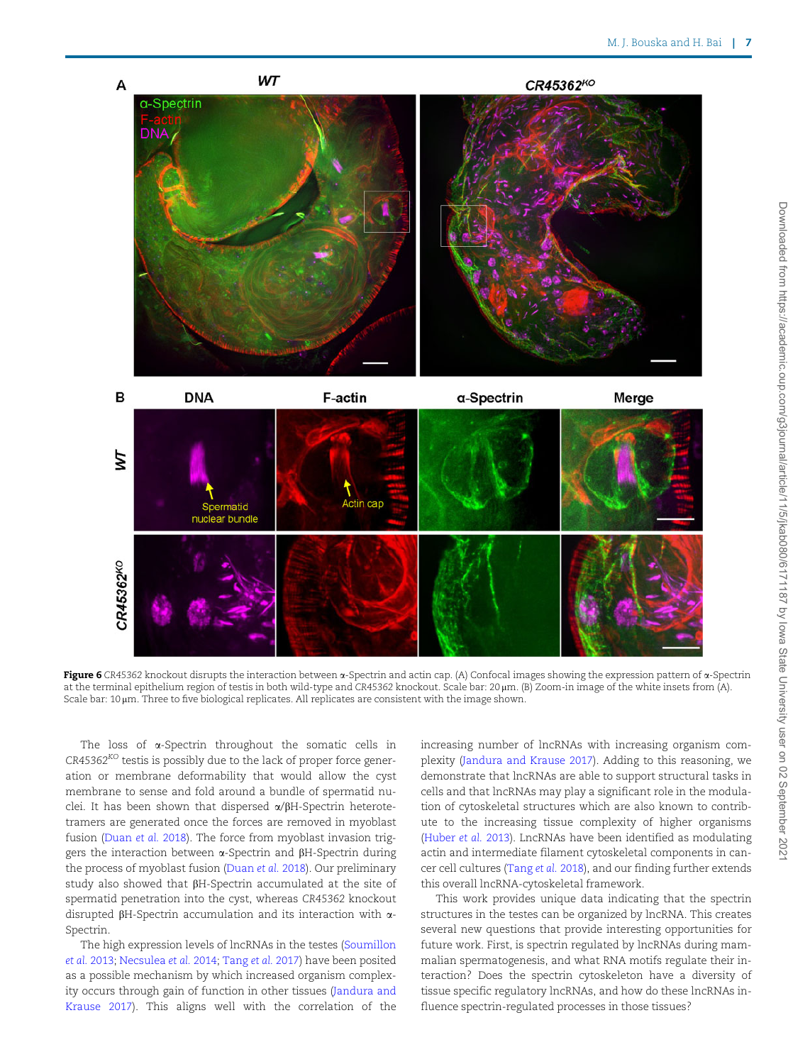**Figure 6** CR45362 knockout disrupts the interaction between α-Spectrin and actin cap. (A) Confocal images showing the expression pattern of α-Spectrin at the terminal epithelium region of testis in both wild-type and *CR45362* knockout. Scale bar: 20 µm. (B) Zoom-in image of the white insets from (A). Scale bar: 10 µm. Three to five biological replicates. All replicates are consistent with the image shown.

The loss of α-Spectrin throughout the somatic cells in *CR45362*$^{KO}$ testis is possibly due to the lack of proper force generation or membrane deformability that would allow the cyst membrane to sense and fold around a bundle of spermatid nuclei. It has been shown that dispersed α/βH-Spectrin heterotetramers are generated once the forces are removed in myoblast fusion (Duan *et al.* 2018). The force from myoblast invasion triggers the interaction between α-Spectrin and βH-Spectrin during the process of myoblast fusion (Duan *et al.* 2018). Our preliminary study also showed that βH-Spectrin accumulated at the site of spermatid penetration into the cyst, whereas *CR45362* knockout disrupted βH-Spectrin accumulation and its interaction with α-Spectrin.

The high expression levels of lncRNAs in the testes (Soumillon *et al.* 2013; Necsulea *et al.* 2014; Tang *et al.* 2017) have been posited as a possible mechanism by which increased organism complexity occurs through gain of function in other tissues (Jandura and Krause 2017). This aligns well with the correlation of the increasing number of lncRNAs with increasing organism complexity (Jandura and Krause 2017). Adding to this reasoning, we demonstrate that lncRNAs are able to support structural tasks in cells and that lncRNAs may play a significant role in the modulation of cytoskeletal structures which are also known to contribute to the increasing tissue complexity of higher organisms (Huber *et al.* 2013). LncRNAs have been identified as modulating actin and intermediate filament cytoskeletal components in cancer cell cultures (Tang *et al.* 2018), and our finding further extends this overall lncRNA-cytoskeletal framework.

This work provides unique data indicating that the spectrin structures in the testes can be organized by lncRNA. This creates several new questions that provide interesting opportunities for future work. First, is spectrin regulated by lncRNAs during mammalian spermatogenesis, and what RNA motifs regulate their interaction? Does the spectrin cytoskeleton have a diversity of tissue specific regulatory lncRNAs, and how do these lncRNAs influence spectrin-regulated processes in those tissues?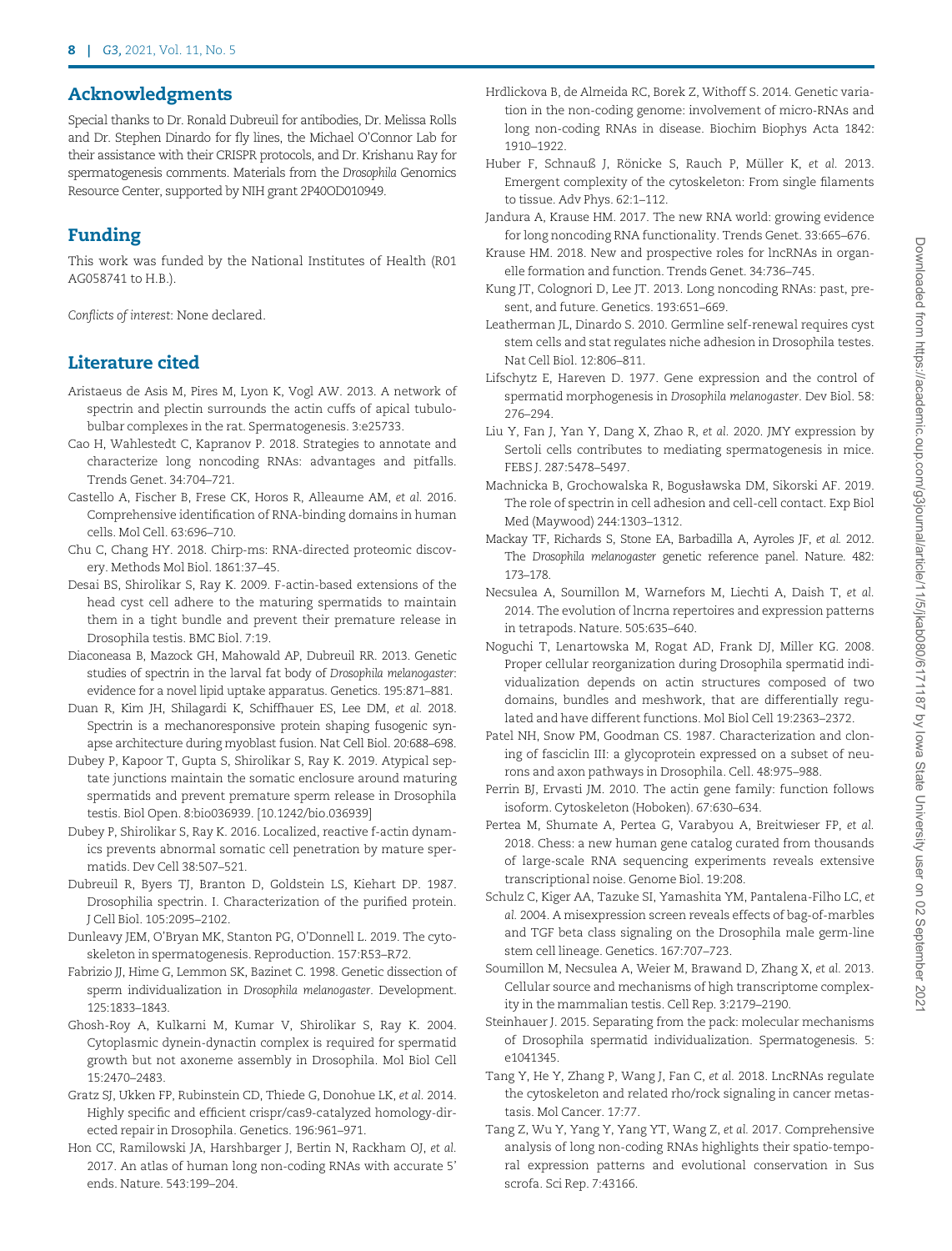## Acknowledgments

Special thanks to Dr. Ronald Dubreuil for antibodies, Dr. Melissa Rolls and Dr. Stephen Dinardo for fly lines, the Michael O'Connor Lab for their assistance with their CRISPR protocols, and Dr. Krishanu Ray for spermatogenesis comments. Materials from the *Drosophila* Genomics Resource Center, supported by NIH grant 2P40OD010949.

## Funding

This work was funded by the National Institutes of Health (R01 AG058741 to H.B.).

*Conflicts of interest*: None declared.

## Literature cited

Aristaeus de Asis M, Pires M, Lyon K, Vogl AW. 2013. A network of spectrin and plectin surrounds the actin cuffs of apical tubulobulbar complexes in the rat. Spermatogenesis. 3:e25733.

Cao H, Wahlestedt C, Kapranov P. 2018. Strategies to annotate and characterize long noncoding RNAs: advantages and pitfalls. Trends Genet. 34:704–721.

Castello A, Fischer B, Frese CK, Horos R, Alleaume AM, *et al.* 2016. Comprehensive identification of RNA-binding domains in human cells. Mol Cell. 63:696–710.

Chu C, Chang HY. 2018. Chirp-ms: RNA-directed proteomic discovery. Methods Mol Biol. 1861:37–45.

Desai BS, Shirolikar S, Ray K. 2009. F-actin-based extensions of the head cyst cell adhere to the maturing spermatids to maintain them in a tight bundle and prevent their premature release in Drosophila testis. BMC Biol. 7:19.

Diaconeasa B, Mazock GH, Mahowald AP, Dubreuil RR. 2013. Genetic studies of spectrin in the larval fat body of *Drosophila melanogaster*: evidence for a novel lipid uptake apparatus. Genetics. 195:871–881.

Duan R, Kim JH, Shilagardi K, Schiffhauer ES, Lee DM, *et al.* 2018. Spectrin is a mechanoresponsive protein shaping fusogenic synapse architecture during myoblast fusion. Nat Cell Biol. 20:688–698.

Dubey P, Kapoor T, Gupta S, Shirolikar S, Ray K. 2019. Atypical septate junctions maintain the somatic enclosure around maturing spermatids and prevent premature sperm release in Drosophila testis. Biol Open. 8:bio036939. [10.1242/bio.036939]

Dubey P, Shirolikar S, Ray K. 2016. Localized, reactive f-actin dynamics prevents abnormal somatic cell penetration by mature spermatids. Dev Cell 38:507–521.

Dubreuil R, Byers TJ, Branton D, Goldstein LS, Kiehart DP. 1987. Drosophilia spectrin. I. Characterization of the purified protein. J Cell Biol. 105:2095–2102.

Dunleavy JEM, O'Bryan MK, Stanton PG, O'Donnell L. 2019. The cytoskeleton in spermatogenesis. Reproduction. 157:R53–R72.

Fabrizio JJ, Hime G, Lemmon SK, Bazinet C. 1998. Genetic dissection of sperm individualization in *Drosophila melanogaster*. Development. 125:1833–1843.

Ghosh-Roy A, Kulkarni M, Kumar V, Shirolikar S, Ray K. 2004. Cytoplasmic dynein-dynactin complex is required for spermatid growth but not axoneme assembly in Drosophila. Mol Biol Cell 15:2470–2483.

Gratz SJ, Ukken FP, Rubinstein CD, Thiede G, Donohue LK, *et al.* 2014. Highly specific and efficient crispr/cas9-catalyzed homology-directed repair in Drosophila. Genetics. 196:961–971.

Hon CC, Ramilowski JA, Harshbarger J, Bertin N, Rackham OJ, *et al.* 2017. An atlas of human long non-coding RNAs with accurate 5' ends. Nature. 543:199–204.

Hrdlickova B, de Almeida RC, Borek Z, Withoff S. 2014. Genetic variation in the non-coding genome: involvement of micro-RNAs and long non-coding RNAs in disease. Biochim Biophys Acta 1842: 1910–1922.

Huber F, Schnauß J, Rönicke S, Rauch P, Müller K, *et al.* 2013. Emergent complexity of the cytoskeleton: From single filaments to tissue. Adv Phys. 62:1–112.

Jandura A, Krause HM. 2017. The new RNA world: growing evidence for long noncoding RNA functionality. Trends Genet. 33:665–676.

Krause HM. 2018. New and prospective roles for lncRNAs in organelle formation and function. Trends Genet. 34:736–745.

Kung JT, Colognori D, Lee JT. 2013. Long noncoding RNAs: past, present, and future. Genetics. 193:651–669.

Leatherman JL, Dinardo S. 2010. Germline self-renewal requires cyst stem cells and stat regulates niche adhesion in Drosophila testes. Nat Cell Biol. 12:806–811.

Lifschytz E, Hareven D. 1977. Gene expression and the control of spermatid morphogenesis in *Drosophila melanogaster*. Dev Biol. 58: 276–294.

Liu Y, Fan J, Yan Y, Dang X, Zhao R, *et al.* 2020. JMY expression by Sertoli cells contributes to mediating spermatogenesis in mice. FEBS J. 287:5478–5497.

Machnicka B, Grochowalska R, Bogusławska DM, Sikorski AF. 2019. The role of spectrin in cell adhesion and cell-cell contact. Exp Biol Med (Maywood) 244:1303–1312.

Mackay TF, Richards S, Stone EA, Barbadilla A, Ayroles JF, *et al.* 2012. The *Drosophila melanogaster* genetic reference panel. Nature. 482: 173–178.

Necsulea A, Soumillon M, Warnefors M, Liechti A, Daish T, *et al.* 2014. The evolution of lncrna repertoires and expression patterns in tetrapods. Nature. 505:635–640.

Noguchi T, Lenartowska M, Rogat AD, Frank DJ, Miller KG. 2008. Proper cellular reorganization during Drosophila spermatid individualization depends on actin structures composed of two domains, bundles and meshwork, that are differentially regulated and have different functions. Mol Biol Cell 19:2363–2372.

Patel NH, Snow PM, Goodman CS. 1987. Characterization and cloning of fasciclin III: a glycoprotein expressed on a subset of neurons and axon pathways in Drosophila. Cell. 48:975–988.

Perrin BJ, Ervasti JM. 2010. The actin gene family: function follows isoform. Cytoskeleton (Hoboken). 67:630–634.

Pertea M, Shumate A, Pertea G, Varabyou A, Breitwieser FP, *et al.* 2018. Chess: a new human gene catalog curated from thousands of large-scale RNA sequencing experiments reveals extensive transcriptional noise. Genome Biol. 19:208.

Schulz C, Kiger AA, Tazuke SI, Yamashita YM, Pantalena-Filho LC, *et al.* 2004. A misexpression screen reveals effects of bag-of-marbles and TGF beta class signaling on the Drosophila male germ-line stem cell lineage. Genetics. 167:707–723.

Soumillon M, Necsulea A, Weier M, Brawand D, Zhang X, *et al.* 2013. Cellular source and mechanisms of high transcriptome complexity in the mammalian testis. Cell Rep. 3:2179–2190.

Steinhauer J. 2015. Separating from the pack: molecular mechanisms of Drosophila spermatid individualization. Spermatogenesis. 5: e1041345.

Tang Y, He Y, Zhang P, Wang J, Fan C, *et al.* 2018. LncRNAs regulate the cytoskeleton and related rho/rock signaling in cancer metastasis. Mol Cancer. 17:77.

Tang Z, Wu Y, Yang Y, Yang YT, Wang Z, *et al.* 2017. Comprehensive analysis of long non-coding RNAs highlights their spatio-temporal expression patterns and evolutional conservation in Sus scrofa. Sci Rep. 7:43166.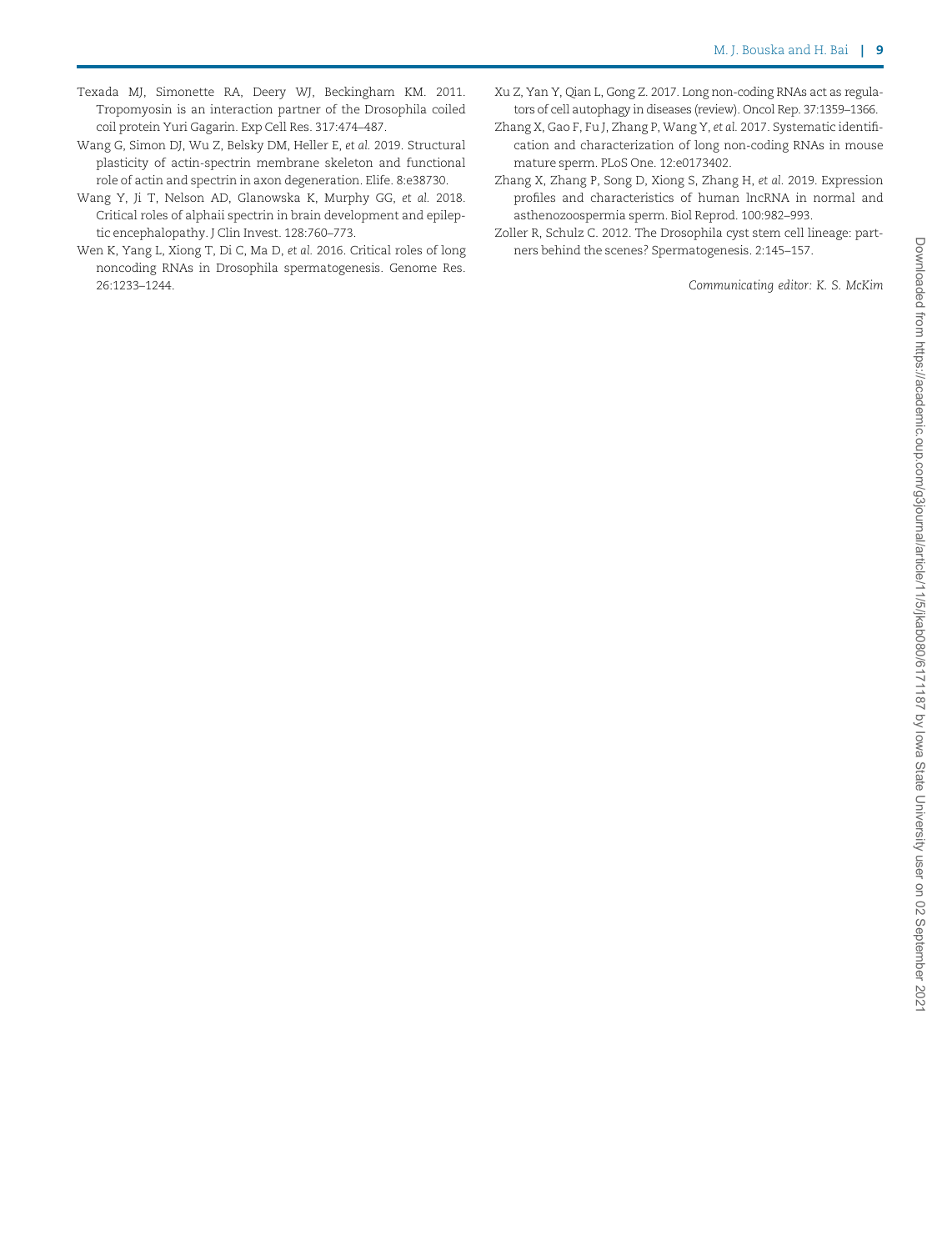Texada MJ, Simonette RA, Deery WJ, Beckingham KM. 2011. Tropomyosin is an interaction partner of the Drosophila coiled coil protein Yuri Gagarin. Exp Cell Res. 317:474–487.

Wang G, Simon DJ, Wu Z, Belsky DM, Heller E, *et al.* 2019. Structural plasticity of actin-spectrin membrane skeleton and functional role of actin and spectrin in axon degeneration. Elife. 8:e38730.

Wang Y, Ji T, Nelson AD, Glanowska K, Murphy GG, *et al.* 2018. Critical roles of alphaii spectrin in brain development and epileptic encephalopathy. J Clin Invest. 128:760–773.

Wen K, Yang L, Xiong T, Di C, Ma D, *et al.* 2016. Critical roles of long noncoding RNAs in Drosophila spermatogenesis. Genome Res. 26:1233–1244.

Xu Z, Yan Y, Qian L, Gong Z. 2017. Long non-coding RNAs act as regulators of cell autophagy in diseases (review). Oncol Rep. 37:1359–1366.

Zhang X, Gao F, Fu J, Zhang P, Wang Y, *et al.* 2017. Systematic identification and characterization of long non-coding RNAs in mouse mature sperm. PLoS One. 12:e0173402.

Zhang X, Zhang P, Song D, Xiong S, Zhang H, *et al.* 2019. Expression profiles and characteristics of human lncRNA in normal and asthenozoospermia sperm. Biol Reprod. 100:982–993.

Zoller R, Schulz C. 2012. The Drosophila cyst stem cell lineage: partners behind the scenes? Spermatogenesis. 2:145–157.

*Communicating editor: K. S. McKim*